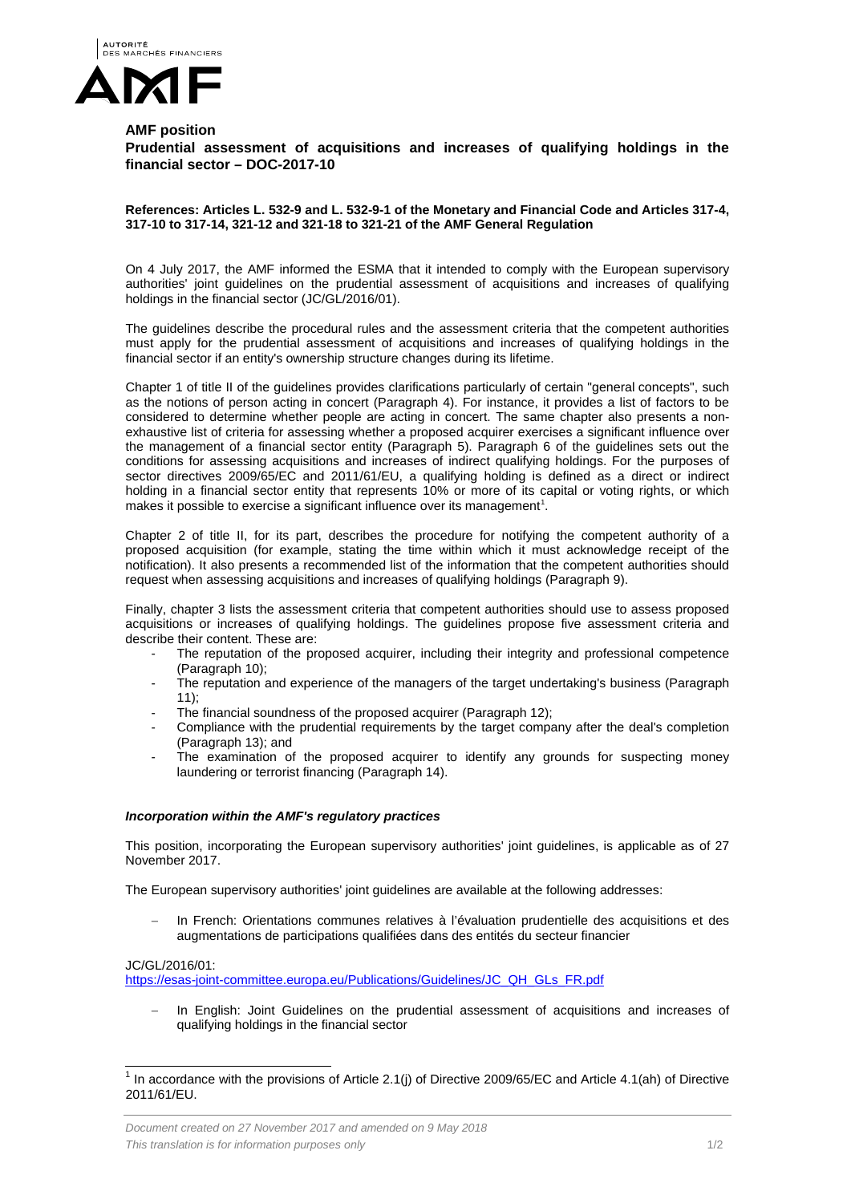**AMF position**

**Prudential assessment of acquisitions and increases of qualifying holdings in the financial sector – DOC-2017-10**

**References: Articles L. 532-9 and L. 532-9-1 of the Monetary and Financial Code and Articles 317-4, 317-10 to 317-14, 321-12 and 321-18 to 321-21 of the AMF General Regulation**

On 4 July 2017, the AMF informed the ESMA that it intended to comply with the European supervisory authorities' joint guidelines on the prudential assessment of acquisitions and increases of qualifying holdings in the financial sector (JC/GL/2016/01).

The guidelines describe the procedural rules and the assessment criteria that the competent authorities must apply for the prudential assessment of acquisitions and increases of qualifying holdings in the financial sector if an entity's ownership structure changes during its lifetime.

Chapter 1 of title II of the guidelines provides clarifications particularly of certain "general concepts", such as the notions of person acting in concert (Paragraph 4). For instance, it provides a list of factors to be considered to determine whether people are acting in concert. The same chapter also presents a non-exhaustive list of criteria for assessing whether a proposed acquirer exercises a significant influence over the management of a financial sector entity (Paragraph 5). Paragraph 6 of the guidelines sets out the conditions for assessing acquisitions and increases of indirect qualifying holdings. For the purposes of sector directives 2009/65/EC and 2011/61/EU, a qualifying holding is defined as a direct or indirect holding in a financial sector entity that represents 10% or more of its capital or voting rights, or which makes it possible to exercise a significant influence over its management[1].

Chapter 2 of title II, for its part, describes the procedure for notifying the competent authority of a proposed acquisition (for example, stating the time within which it must acknowledge receipt of the notification). It also presents a recommended list of the information that the competent authorities should request when assessing acquisitions and increases of qualifying holdings (Paragraph 9).

Finally, chapter 3 lists the assessment criteria that competent authorities should use to assess proposed acquisitions or increases of qualifying holdings. The guidelines propose five assessment criteria and describe their content. These are:

- The reputation of the proposed acquirer, including their integrity and professional competence (Paragraph 10);
- The reputation and experience of the managers of the target undertaking's business (Paragraph 11);
- The financial soundness of the proposed acquirer (Paragraph 12);
- Compliance with the prudential requirements by the target company after the deal's completion (Paragraph 13); and
- The examination of the proposed acquirer to identify any grounds for suspecting money laundering or terrorist financing (Paragraph 14).

***Incorporation within the AMF's regulatory practices***

This position, incorporating the European supervisory authorities' joint guidelines, is applicable as of 27 November 2017.

The European supervisory authorities' joint guidelines are available at the following addresses:

- In French: Orientations communes relatives à l'évaluation prudentielle des acquisitions et des augmentations de participations qualifiées dans des entités du secteur financier

JC/GL/2016/01:
https://esas-joint-committee.europa.eu/Publications/Guidelines/JC_QH_GLs_FR.pdf

- In English: Joint Guidelines on the prudential assessment of acquisitions and increases of qualifying holdings in the financial sector

[1] In accordance with the provisions of Article 2.1(j) of Directive 2009/65/EC and Article 4.1(ah) of Directive 2011/61/EU.

*Document created on 27 November 2017 and amended on 9 May 2018*
*This translation is for information purposes only*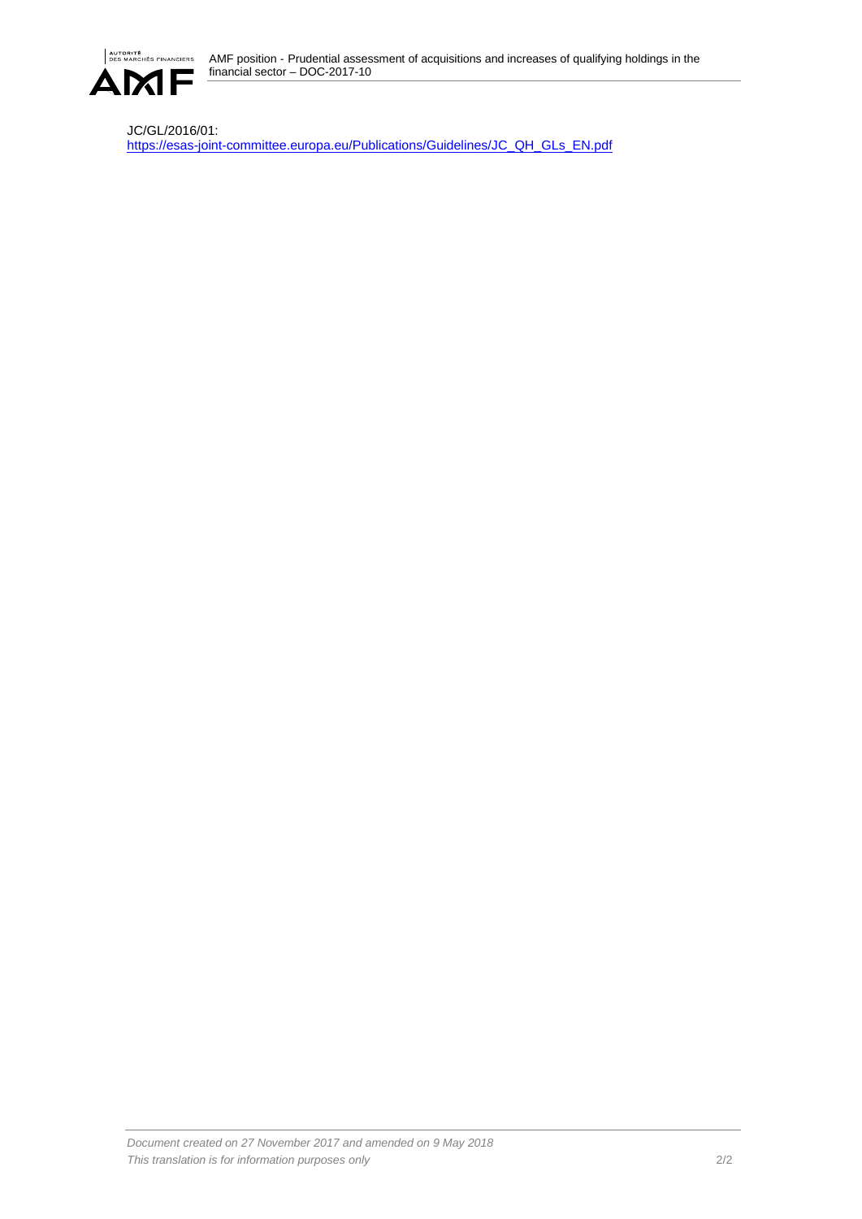JC/GL/2016/01:
https://esas-joint-committee.europa.eu/Publications/Guidelines/JC_QH_GLs_EN.pdf